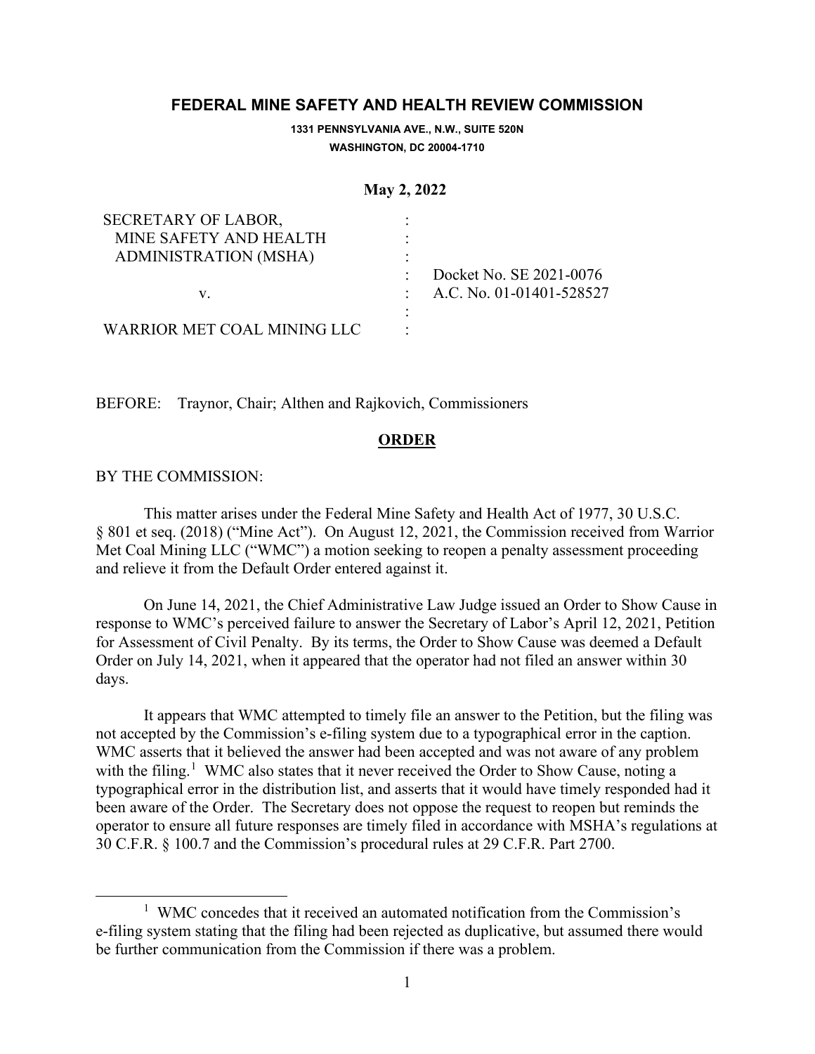# FEDERAL MINE SAFETY AND HEALTH REVIEW COMMISSION

**1331 PENNSYLVANIA AVE., N.W., SUITE 520N**
**WASHINGTON, DC 20004-1710**

**May 2, 2022**

| | | |
|---|---|---|
| SECRETARY OF LABOR, | : | |
| MINE SAFETY AND HEALTH | : | |
| ADMINISTRATION (MSHA) | : | |
| | : | Docket No. SE 2021-0076 |
| v. | : | A.C. No. 01-01401-528527 |
| | : | |
| WARRIOR MET COAL MINING LLC | : | |

BEFORE: Traynor, Chair; Althen and Rajkovich, Commissioners

## ORDER

BY THE COMMISSION:

This matter arises under the Federal Mine Safety and Health Act of 1977, 30 U.S.C. § 801 et seq. (2018) ("Mine Act"). On August 12, 2021, the Commission received from Warrior Met Coal Mining LLC ("WMC") a motion seeking to reopen a penalty assessment proceeding and relieve it from the Default Order entered against it.

On June 14, 2021, the Chief Administrative Law Judge issued an Order to Show Cause in response to WMC's perceived failure to answer the Secretary of Labor's April 12, 2021, Petition for Assessment of Civil Penalty. By its terms, the Order to Show Cause was deemed a Default Order on July 14, 2021, when it appeared that the operator had not filed an answer within 30 days.

It appears that WMC attempted to timely file an answer to the Petition, but the filing was not accepted by the Commission's e-filing system due to a typographical error in the caption. WMC asserts that it believed the answer had been accepted and was not aware of any problem with the filing.[1] WMC also states that it never received the Order to Show Cause, noting a typographical error in the distribution list, and asserts that it would have timely responded had it been aware of the Order. The Secretary does not oppose the request to reopen but reminds the operator to ensure all future responses are timely filed in accordance with MSHA's regulations at 30 C.F.R. § 100.7 and the Commission's procedural rules at 29 C.F.R. Part 2700.

---

[1] WMC concedes that it received an automated notification from the Commission's e-filing system stating that the filing had been rejected as duplicative, but assumed there would be further communication from the Commission if there was a problem.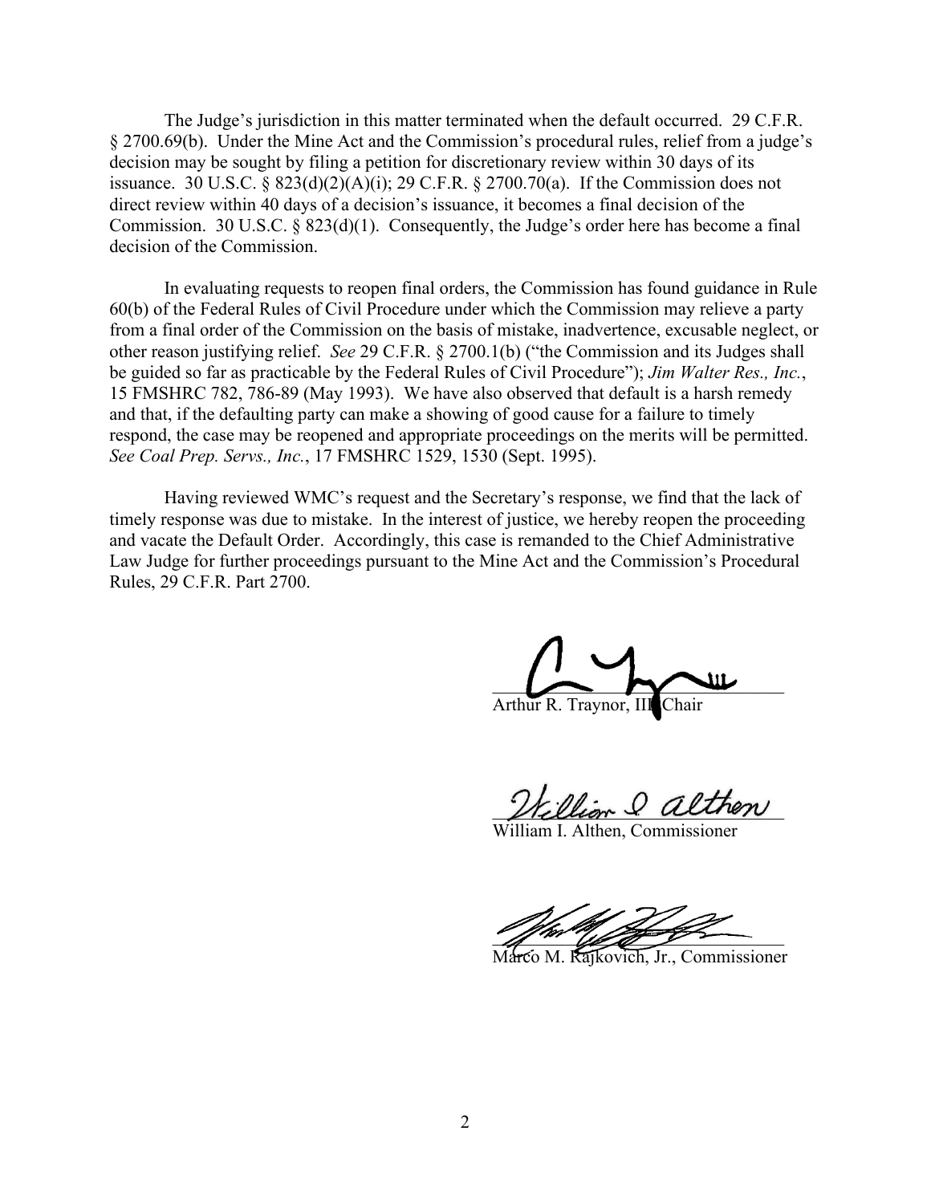The Judge's jurisdiction in this matter terminated when the default occurred. 29 C.F.R. § 2700.69(b). Under the Mine Act and the Commission's procedural rules, relief from a judge's decision may be sought by filing a petition for discretionary review within 30 days of its issuance. 30 U.S.C. § 823(d)(2)(A)(i); 29 C.F.R. § 2700.70(a). If the Commission does not direct review within 40 days of a decision's issuance, it becomes a final decision of the Commission. 30 U.S.C. § 823(d)(1). Consequently, the Judge's order here has become a final decision of the Commission.

In evaluating requests to reopen final orders, the Commission has found guidance in Rule 60(b) of the Federal Rules of Civil Procedure under which the Commission may relieve a party from a final order of the Commission on the basis of mistake, inadvertence, excusable neglect, or other reason justifying relief. *See* 29 C.F.R. § 2700.1(b) ("the Commission and its Judges shall be guided so far as practicable by the Federal Rules of Civil Procedure"); *Jim Walter Res., Inc.*, 15 FMSHRC 782, 786-89 (May 1993). We have also observed that default is a harsh remedy and that, if the defaulting party can make a showing of good cause for a failure to timely respond, the case may be reopened and appropriate proceedings on the merits will be permitted. *See Coal Prep. Servs., Inc.*, 17 FMSHRC 1529, 1530 (Sept. 1995).

Having reviewed WMC's request and the Secretary's response, we find that the lack of timely response was due to mistake. In the interest of justice, we hereby reopen the proceeding and vacate the Default Order. Accordingly, this case is remanded to the Chief Administrative Law Judge for further proceedings pursuant to the Mine Act and the Commission's Procedural Rules, 29 C.F.R. Part 2700.

Arthur R. Traynor, III, Chair

William I. Althen, Commissioner

Marco M. Rajkovich, Jr., Commissioner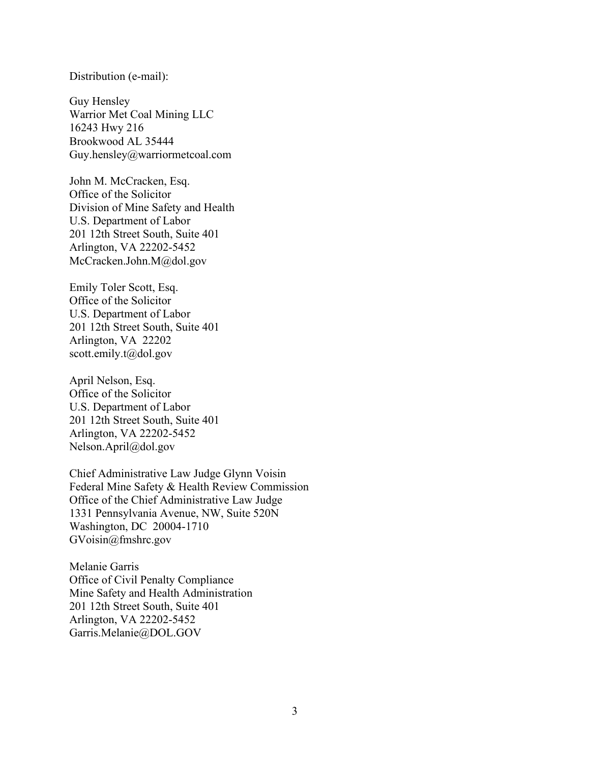Distribution (e-mail):

Guy Hensley
Warrior Met Coal Mining LLC
16243 Hwy 216
Brookwood AL 35444
Guy.hensley@warriormetcoal.com

John M. McCracken, Esq.
Office of the Solicitor
Division of Mine Safety and Health
U.S. Department of Labor
201 12th Street South, Suite 401
Arlington, VA 22202-5452
McCracken.John.M@dol.gov

Emily Toler Scott, Esq.
Office of the Solicitor
U.S. Department of Labor
201 12th Street South, Suite 401
Arlington, VA 22202
scott.emily.t@dol.gov

April Nelson, Esq.
Office of the Solicitor
U.S. Department of Labor
201 12th Street South, Suite 401
Arlington, VA 22202-5452
Nelson.April@dol.gov

Chief Administrative Law Judge Glynn Voisin
Federal Mine Safety & Health Review Commission
Office of the Chief Administrative Law Judge
1331 Pennsylvania Avenue, NW, Suite 520N
Washington, DC 20004-1710
GVoisin@fmshrc.gov

Melanie Garris
Office of Civil Penalty Compliance
Mine Safety and Health Administration
201 12th Street South, Suite 401
Arlington, VA 22202-5452
Garris.Melanie@DOL.GOV